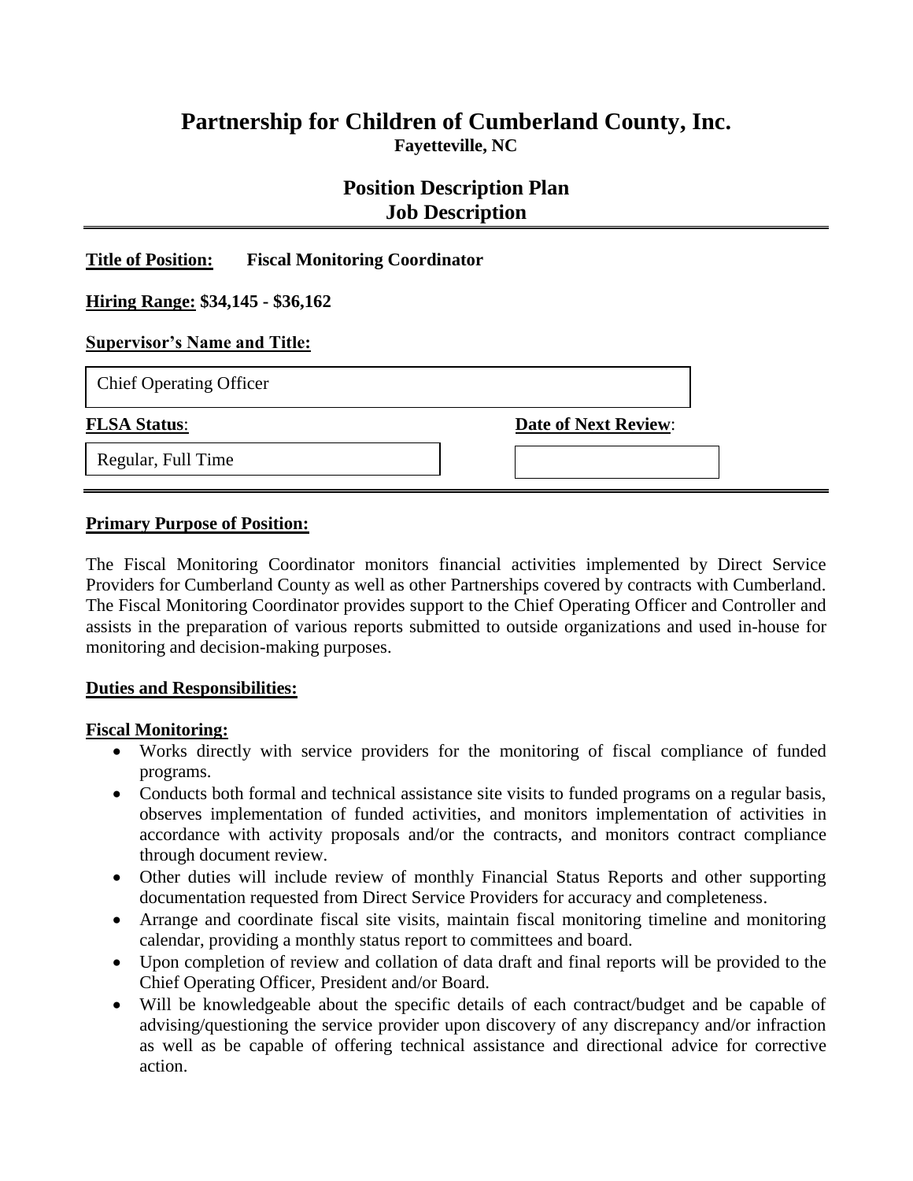# Partnership for Children of Cumberland County, Inc.

**Fayetteville, NC**

## Position Description Plan
## Job Description

**Title of Position:** **Fiscal Monitoring Coordinator**

**Hiring Range: $34,145 - $36,162**

**Supervisor's Name and Title:**

Chief Operating Officer

**FLSA Status**: Regular, Full Time

**Date of Next Review**:

**Primary Purpose of Position:**

The Fiscal Monitoring Coordinator monitors financial activities implemented by Direct Service Providers for Cumberland County as well as other Partnerships covered by contracts with Cumberland. The Fiscal Monitoring Coordinator provides support to the Chief Operating Officer and Controller and assists in the preparation of various reports submitted to outside organizations and used in-house for monitoring and decision-making purposes.

**Duties and Responsibilities:**

**Fiscal Monitoring:**

- Works directly with service providers for the monitoring of fiscal compliance of funded programs.
- Conducts both formal and technical assistance site visits to funded programs on a regular basis, observes implementation of funded activities, and monitors implementation of activities in accordance with activity proposals and/or the contracts, and monitors contract compliance through document review.
- Other duties will include review of monthly Financial Status Reports and other supporting documentation requested from Direct Service Providers for accuracy and completeness.
- Arrange and coordinate fiscal site visits, maintain fiscal monitoring timeline and monitoring calendar, providing a monthly status report to committees and board.
- Upon completion of review and collation of data draft and final reports will be provided to the Chief Operating Officer, President and/or Board.
- Will be knowledgeable about the specific details of each contract/budget and be capable of advising/questioning the service provider upon discovery of any discrepancy and/or infraction as well as be capable of offering technical assistance and directional advice for corrective action.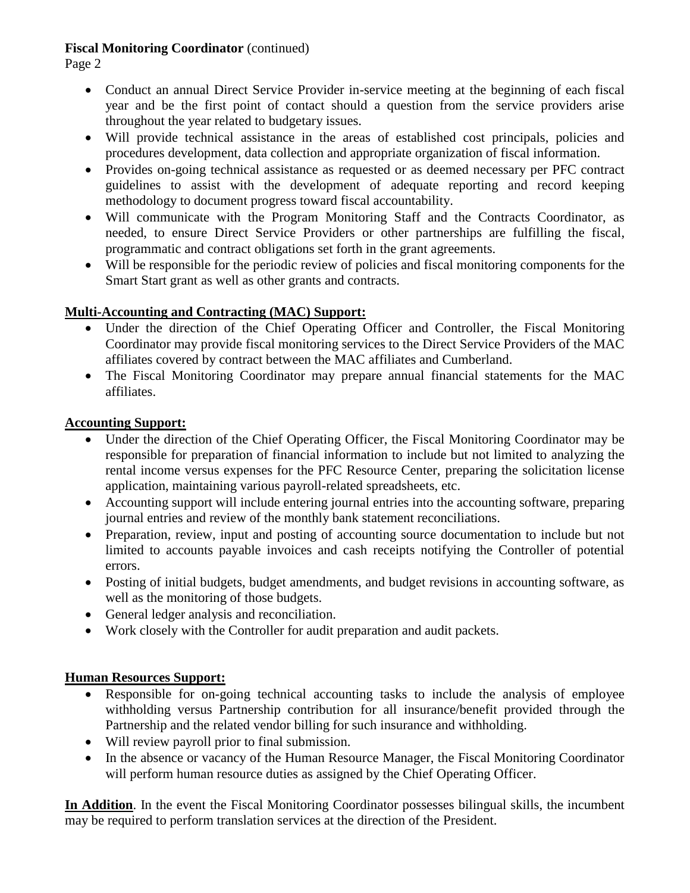**Fiscal Monitoring Coordinator** (continued)

- Conduct an annual Direct Service Provider in-service meeting at the beginning of each fiscal year and be the first point of contact should a question from the service providers arise throughout the year related to budgetary issues.
- Will provide technical assistance in the areas of established cost principals, policies and procedures development, data collection and appropriate organization of fiscal information.
- Provides on-going technical assistance as requested or as deemed necessary per PFC contract guidelines to assist with the development of adequate reporting and record keeping methodology to document progress toward fiscal accountability.
- Will communicate with the Program Monitoring Staff and the Contracts Coordinator, as needed, to ensure Direct Service Providers or other partnerships are fulfilling the fiscal, programmatic and contract obligations set forth in the grant agreements.
- Will be responsible for the periodic review of policies and fiscal monitoring components for the Smart Start grant as well as other grants and contracts.

**Multi-Accounting and Contracting (MAC) Support:**

- Under the direction of the Chief Operating Officer and Controller, the Fiscal Monitoring Coordinator may provide fiscal monitoring services to the Direct Service Providers of the MAC affiliates covered by contract between the MAC affiliates and Cumberland.
- The Fiscal Monitoring Coordinator may prepare annual financial statements for the MAC affiliates.

**Accounting Support:**

- Under the direction of the Chief Operating Officer, the Fiscal Monitoring Coordinator may be responsible for preparation of financial information to include but not limited to analyzing the rental income versus expenses for the PFC Resource Center, preparing the solicitation license application, maintaining various payroll-related spreadsheets, etc.
- Accounting support will include entering journal entries into the accounting software, preparing journal entries and review of the monthly bank statement reconciliations.
- Preparation, review, input and posting of accounting source documentation to include but not limited to accounts payable invoices and cash receipts notifying the Controller of potential errors.
- Posting of initial budgets, budget amendments, and budget revisions in accounting software, as well as the monitoring of those budgets.
- General ledger analysis and reconciliation.
- Work closely with the Controller for audit preparation and audit packets.

**Human Resources Support:**

- Responsible for on-going technical accounting tasks to include the analysis of employee withholding versus Partnership contribution for all insurance/benefit provided through the Partnership and the related vendor billing for such insurance and withholding.
- Will review payroll prior to final submission.
- In the absence or vacancy of the Human Resource Manager, the Fiscal Monitoring Coordinator will perform human resource duties as assigned by the Chief Operating Officer.

**In Addition**. In the event the Fiscal Monitoring Coordinator possesses bilingual skills, the incumbent may be required to perform translation services at the direction of the President.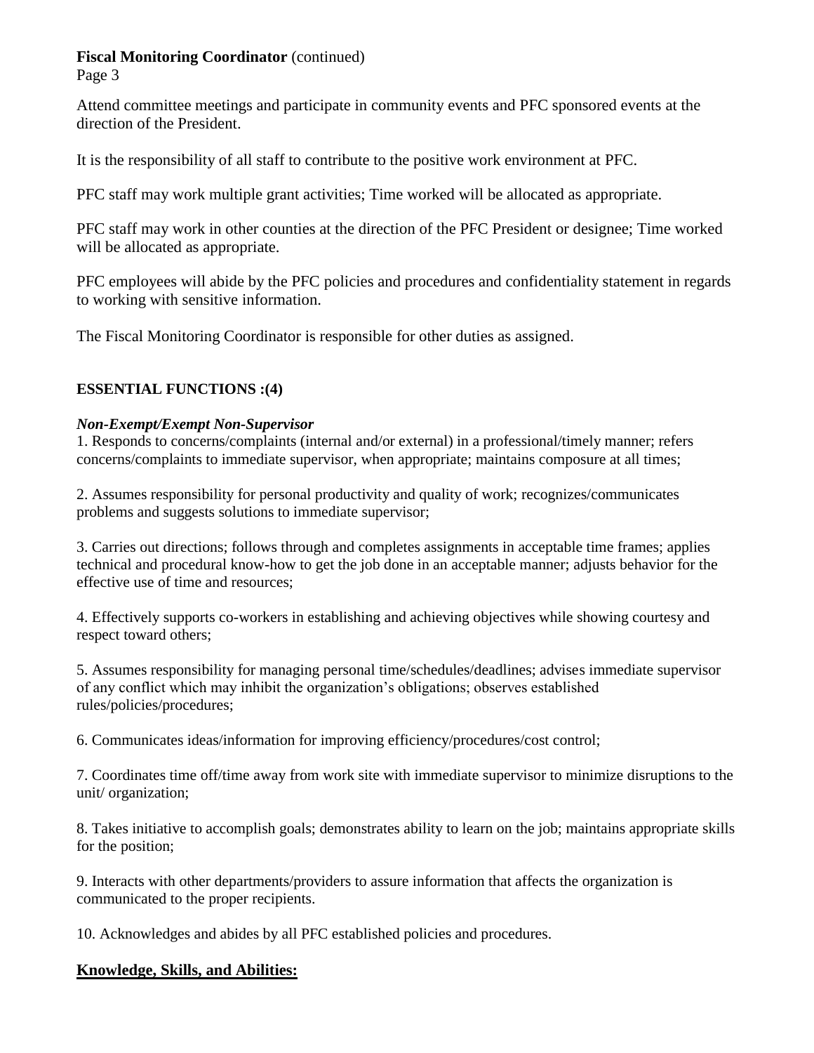Attend committee meetings and participate in community events and PFC sponsored events at the direction of the President.

It is the responsibility of all staff to contribute to the positive work environment at PFC.

PFC staff may work multiple grant activities; Time worked will be allocated as appropriate.

PFC staff may work in other counties at the direction of the PFC President or designee; Time worked will be allocated as appropriate.

PFC employees will abide by the PFC policies and procedures and confidentiality statement in regards to working with sensitive information.

The Fiscal Monitoring Coordinator is responsible for other duties as assigned.

**ESSENTIAL FUNCTIONS :(4)**

***Non-Exempt/Exempt Non-Supervisor***

1. Responds to concerns/complaints (internal and/or external) in a professional/timely manner; refers concerns/complaints to immediate supervisor, when appropriate; maintains composure at all times;

2. Assumes responsibility for personal productivity and quality of work; recognizes/communicates problems and suggests solutions to immediate supervisor;

3. Carries out directions; follows through and completes assignments in acceptable time frames; applies technical and procedural know-how to get the job done in an acceptable manner; adjusts behavior for the effective use of time and resources;

4. Effectively supports co-workers in establishing and achieving objectives while showing courtesy and respect toward others;

5. Assumes responsibility for managing personal time/schedules/deadlines; advises immediate supervisor of any conflict which may inhibit the organization's obligations; observes established rules/policies/procedures;

6. Communicates ideas/information for improving efficiency/procedures/cost control;

7. Coordinates time off/time away from work site with immediate supervisor to minimize disruptions to the unit/ organization;

8. Takes initiative to accomplish goals; demonstrates ability to learn on the job; maintains appropriate skills for the position;

9. Interacts with other departments/providers to assure information that affects the organization is communicated to the proper recipients.

10. Acknowledges and abides by all PFC established policies and procedures.

## Knowledge, Skills, and Abilities: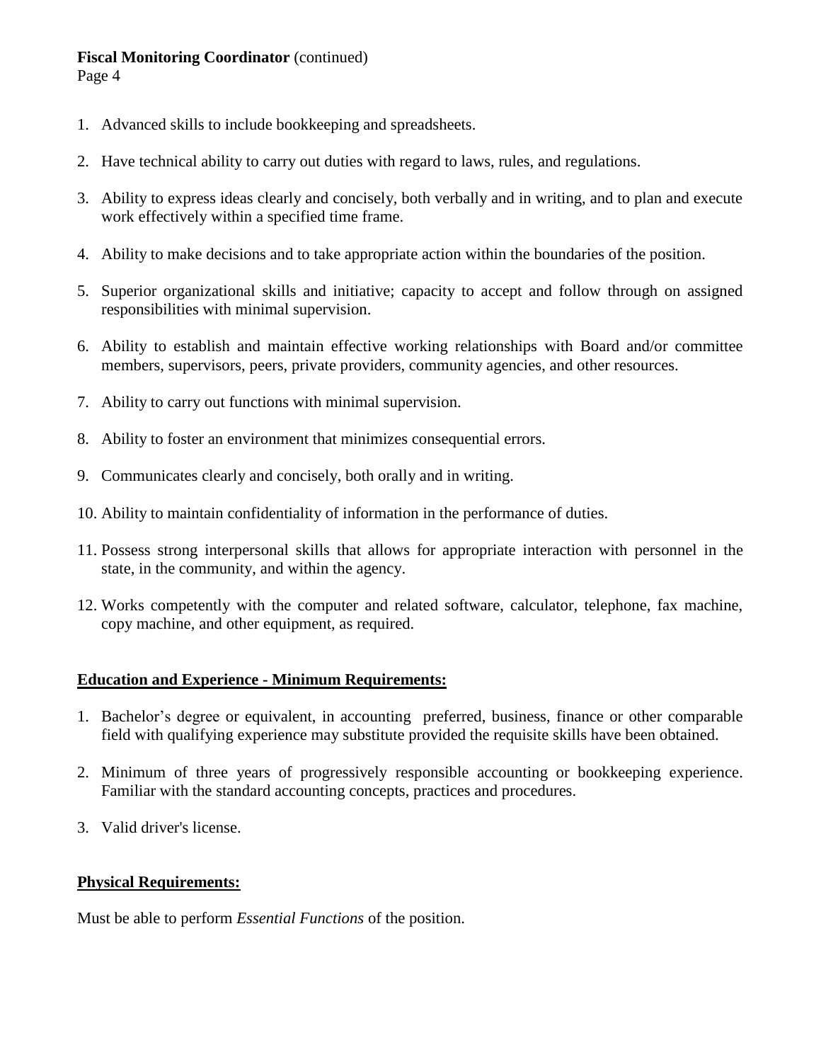1. Advanced skills to include bookkeeping and spreadsheets.

2. Have technical ability to carry out duties with regard to laws, rules, and regulations.

3. Ability to express ideas clearly and concisely, both verbally and in writing, and to plan and execute work effectively within a specified time frame.

4. Ability to make decisions and to take appropriate action within the boundaries of the position.

5. Superior organizational skills and initiative; capacity to accept and follow through on assigned responsibilities with minimal supervision.

6. Ability to establish and maintain effective working relationships with Board and/or committee members, supervisors, peers, private providers, community agencies, and other resources.

7. Ability to carry out functions with minimal supervision.

8. Ability to foster an environment that minimizes consequential errors.

9. Communicates clearly and concisely, both orally and in writing.

10. Ability to maintain confidentiality of information in the performance of duties.

11. Possess strong interpersonal skills that allows for appropriate interaction with personnel in the state, in the community, and within the agency.

12. Works competently with the computer and related software, calculator, telephone, fax machine, copy machine, and other equipment, as required.

## Education and Experience - Minimum Requirements:

1. Bachelor's degree or equivalent, in accounting preferred, business, finance or other comparable field with qualifying experience may substitute provided the requisite skills have been obtained.

2. Minimum of three years of progressively responsible accounting or bookkeeping experience. Familiar with the standard accounting concepts, practices and procedures.

3. Valid driver's license.

## Physical Requirements:

Must be able to perform *Essential Functions* of the position.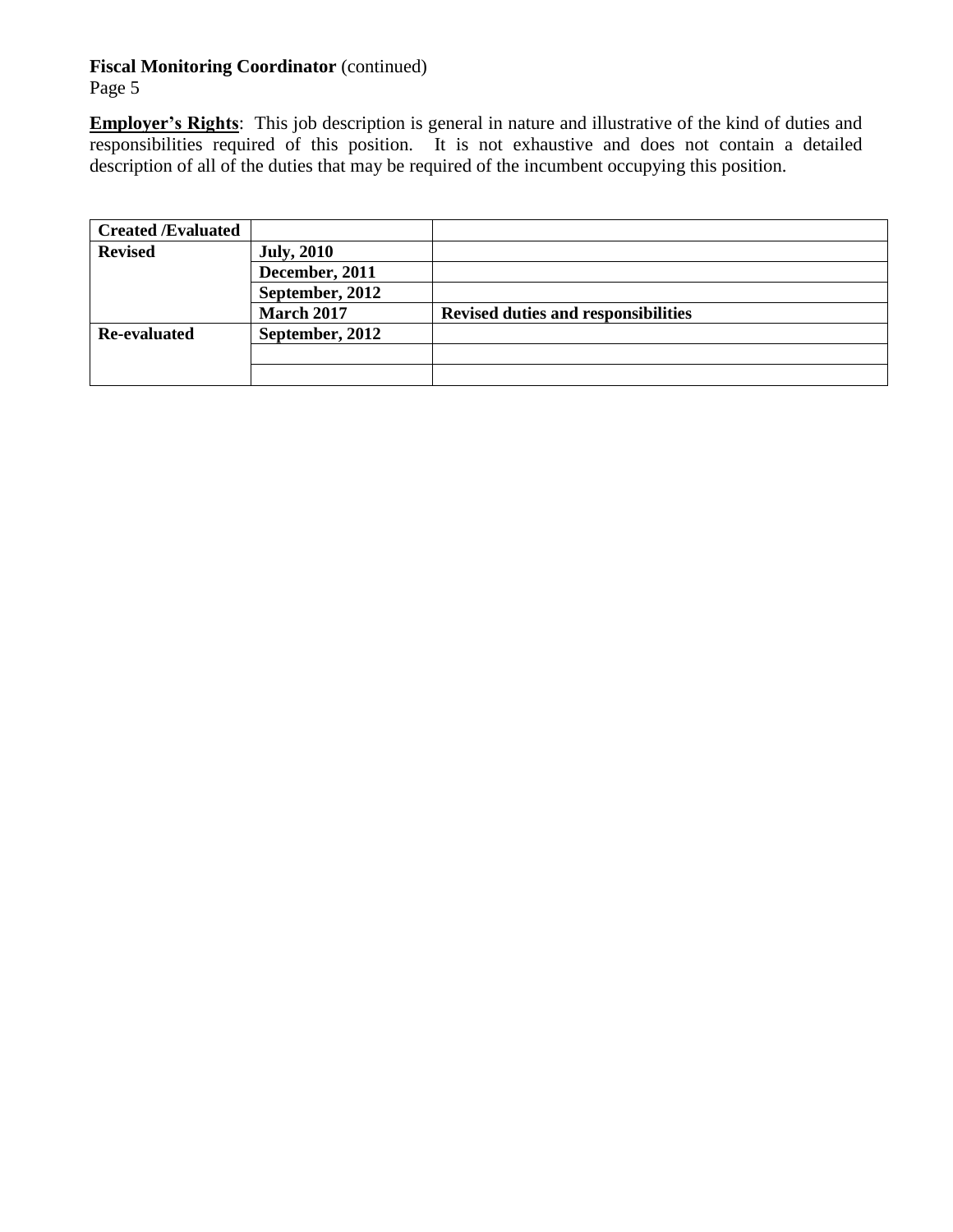**Fiscal Monitoring Coordinator** (continued)
Page 5

**Employer's Rights**: This job description is general in nature and illustrative of the kind of duties and responsibilities required of this position. It is not exhaustive and does not contain a detailed description of all of the duties that may be required of the incumbent occupying this position.

| | | |
|---|---|---|
| **Created /Evaluated** | | |
| **Revised** | **July, 2010** | |
| | **December, 2011** | |
| | **September, 2012** | |
| | **March 2017** | **Revised duties and responsibilities** |
| **Re-evaluated** | **September, 2012** | |
| | | |
| | | |